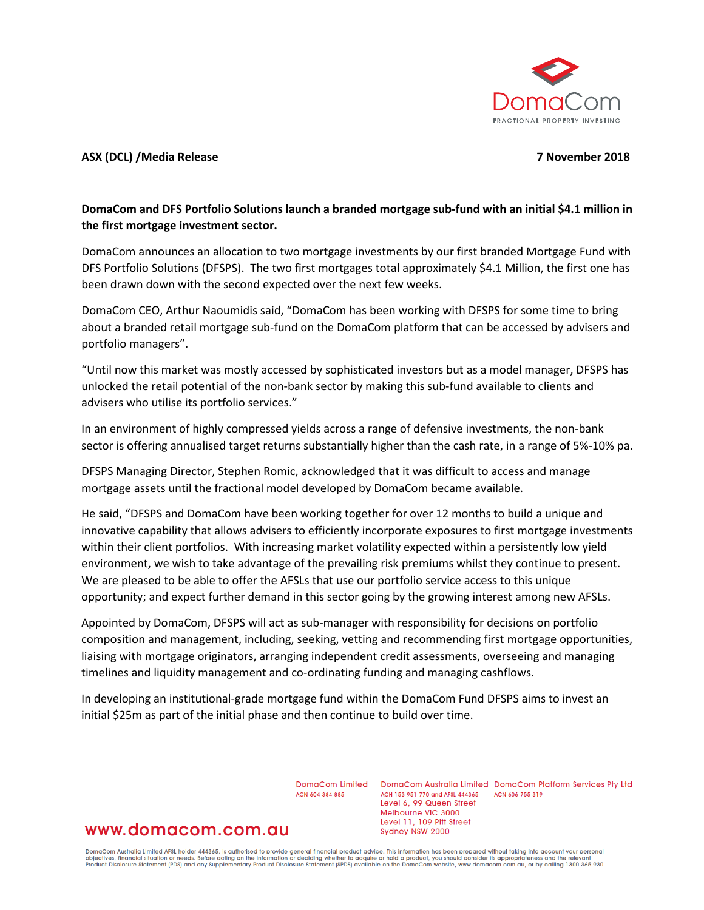DomaCom
FRACTIONAL PROPERTY INVESTING

**ASX (DCL) /Media Release** **7 November 2018**

**DomaCom and DFS Portfolio Solutions launch a branded mortgage sub-fund with an initial $4.1 million in the first mortgage investment sector.**

DomaCom announces an allocation to two mortgage investments by our first branded Mortgage Fund with DFS Portfolio Solutions (DFSPS). The two first mortgages total approximately $4.1 Million, the first one has been drawn down with the second expected over the next few weeks.

DomaCom CEO, Arthur Naoumidis said, "DomaCom has been working with DFSPS for some time to bring about a branded retail mortgage sub-fund on the DomaCom platform that can be accessed by advisers and portfolio managers".

"Until now this market was mostly accessed by sophisticated investors but as a model manager, DFSPS has unlocked the retail potential of the non-bank sector by making this sub-fund available to clients and advisers who utilise its portfolio services."

In an environment of highly compressed yields across a range of defensive investments, the non-bank sector is offering annualised target returns substantially higher than the cash rate, in a range of 5%-10% pa.

DFSPS Managing Director, Stephen Romic, acknowledged that it was difficult to access and manage mortgage assets until the fractional model developed by DomaCom became available.

He said, "DFSPS and DomaCom have been working together for over 12 months to build a unique and innovative capability that allows advisers to efficiently incorporate exposures to first mortgage investments within their client portfolios. With increasing market volatility expected within a persistently low yield environment, we wish to take advantage of the prevailing risk premiums whilst they continue to present. We are pleased to be able to offer the AFSLs that use our portfolio service access to this unique opportunity; and expect further demand in this sector going by the growing interest among new AFSLs.

Appointed by DomaCom, DFSPS will act as sub-manager with responsibility for decisions on portfolio composition and management, including, seeking, vetting and recommending first mortgage opportunities, liaising with mortgage originators, arranging independent credit assessments, overseeing and managing timelines and liquidity management and co-ordinating funding and managing cashflows.

In developing an institutional-grade mortgage fund within the DomaCom Fund DFSPS aims to invest an initial $25m as part of the initial phase and then continue to build over time.

DomaCom Limited
ACN 604 384 885

DomaCom Australia Limited
ACN 153 951 770 and AFSL 444365
Level 6, 99 Queen Street
Melbourne VIC 3000
Level 11, 109 Pitt Street
Sydney NSW 2000

DomaCom Platform Services Pty Ltd
ACN 606 755 319

www.domacom.com.au

DomaCom Australia Limited AFSL holder 444365, is authorised to provide general financial product advice. This information has been prepared without taking into account your personal objectives, financial situation or needs. Before acting on the information or deciding whether to acquire or hold a product, you should consider its appropriateness and the relevant Product Disclosure Statement (PDS) and any Supplementary Product Disclosure Statement (SPDS) available on the DomaCom website, www.domacom.com.au, or by calling 1300 365 930.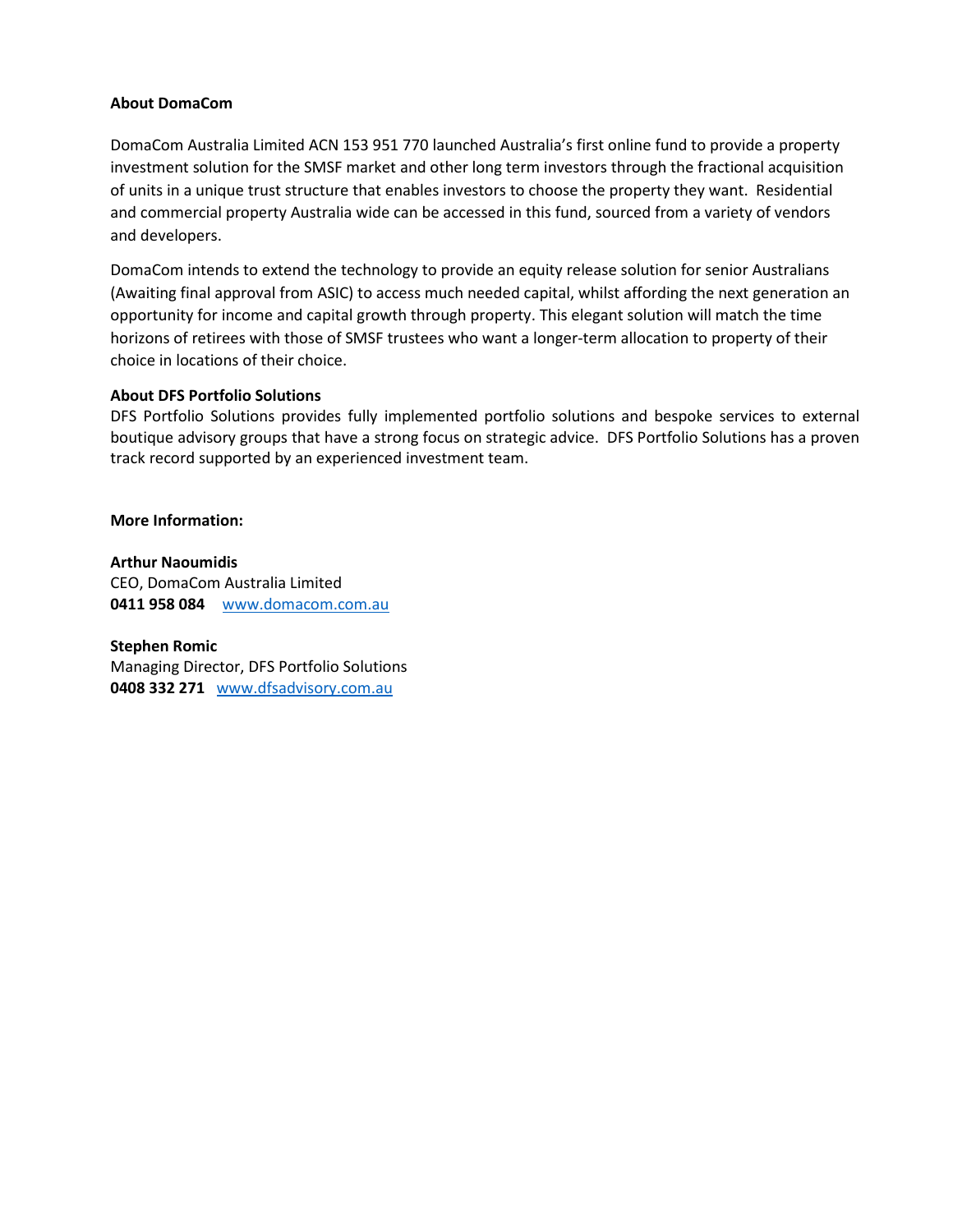**About DomaCom**

DomaCom Australia Limited ACN 153 951 770 launched Australia's first online fund to provide a property investment solution for the SMSF market and other long term investors through the fractional acquisition of units in a unique trust structure that enables investors to choose the property they want. Residential and commercial property Australia wide can be accessed in this fund, sourced from a variety of vendors and developers.

DomaCom intends to extend the technology to provide an equity release solution for senior Australians (Awaiting final approval from ASIC) to access much needed capital, whilst affording the next generation an opportunity for income and capital growth through property. This elegant solution will match the time horizons of retirees with those of SMSF trustees who want a longer-term allocation to property of their choice in locations of their choice.

**About DFS Portfolio Solutions**

DFS Portfolio Solutions provides fully implemented portfolio solutions and bespoke services to external boutique advisory groups that have a strong focus on strategic advice. DFS Portfolio Solutions has a proven track record supported by an experienced investment team.

**More Information:**

**Arthur Naoumidis**
CEO, DomaCom Australia Limited
**0411 958 084** [www.domacom.com.au](www.domacom.com.au)

**Stephen Romic**
Managing Director, DFS Portfolio Solutions
**0408 332 271** [www.dfsadvisory.com.au](www.dfsadvisory.com.au)